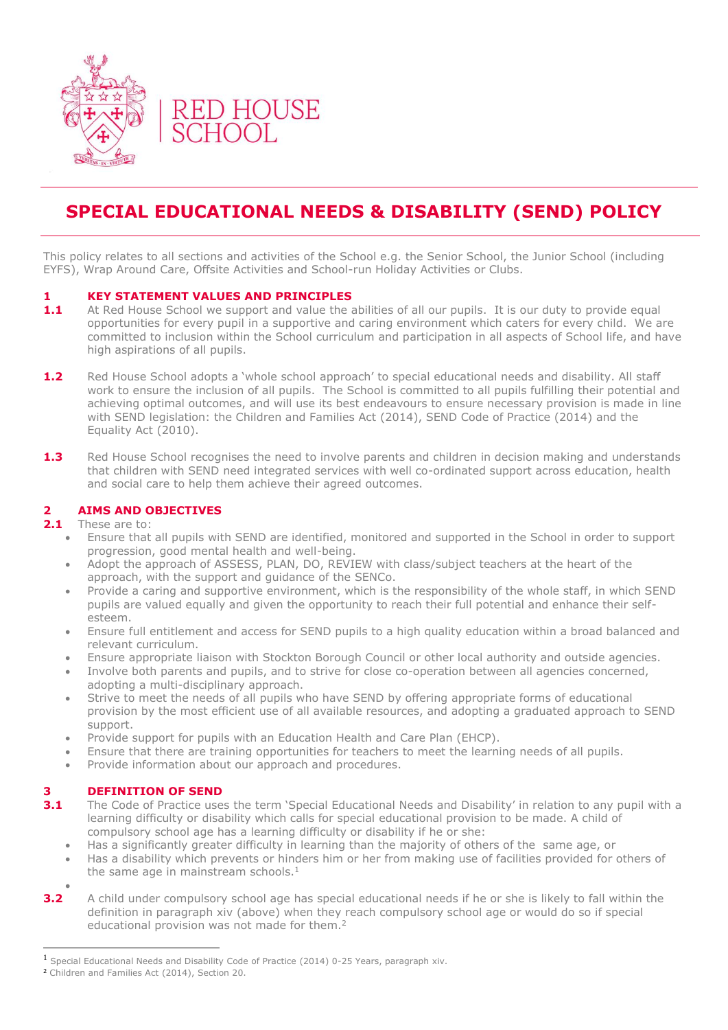RED HOUSE SCHOOL

# SPECIAL EDUCATIONAL NEEDS & DISABILITY (SEND) POLICY

This policy relates to all sections and activities of the School e.g. the Senior School, the Junior School (including EYFS), Wrap Around Care, Offsite Activities and School-run Holiday Activities or Clubs.

## 1 KEY STATEMENT VALUES AND PRINCIPLES

**1.1** At Red House School we support and value the abilities of all our pupils. It is our duty to provide equal opportunities for every pupil in a supportive and caring environment which caters for every child. We are committed to inclusion within the School curriculum and participation in all aspects of School life, and have high aspirations of all pupils.

**1.2** Red House School adopts a 'whole school approach' to special educational needs and disability. All staff work to ensure the inclusion of all pupils. The School is committed to all pupils fulfilling their potential and achieving optimal outcomes, and will use its best endeavours to ensure necessary provision is made in line with SEND legislation: the Children and Families Act (2014), SEND Code of Practice (2014) and the Equality Act (2010).

**1.3** Red House School recognises the need to involve parents and children in decision making and understands that children with SEND need integrated services with well co-ordinated support across education, health and social care to help them achieve their agreed outcomes.

## 2 AIMS AND OBJECTIVES

**2.1** These are to:

- Ensure that all pupils with SEND are identified, monitored and supported in the School in order to support progression, good mental health and well-being.
- Adopt the approach of ASSESS, PLAN, DO, REVIEW with class/subject teachers at the heart of the approach, with the support and guidance of the SENCo.
- Provide a caring and supportive environment, which is the responsibility of the whole staff, in which SEND pupils are valued equally and given the opportunity to reach their full potential and enhance their self-esteem.
- Ensure full entitlement and access for SEND pupils to a high quality education within a broad balanced and relevant curriculum.
- Ensure appropriate liaison with Stockton Borough Council or other local authority and outside agencies.
- Involve both parents and pupils, and to strive for close co-operation between all agencies concerned, adopting a multi-disciplinary approach.
- Strive to meet the needs of all pupils who have SEND by offering appropriate forms of educational provision by the most efficient use of all available resources, and adopting a graduated approach to SEND support.
- Provide support for pupils with an Education Health and Care Plan (EHCP).
- Ensure that there are training opportunities for teachers to meet the learning needs of all pupils.
- Provide information about our approach and procedures.

## 3 DEFINITION OF SEND

**3.1** The Code of Practice uses the term 'Special Educational Needs and Disability' in relation to any pupil with a learning difficulty or disability which calls for special educational provision to be made. A child of compulsory school age has a learning difficulty or disability if he or she:

- Has a significantly greater difficulty in learning than the majority of others of the same age, or
- Has a disability which prevents or hinders him or her from making use of facilities provided for others of the same age in mainstream schools.[1]

**3.2** A child under compulsory school age has special educational needs if he or she is likely to fall within the definition in paragraph xiv (above) when they reach compulsory school age or would do so if special educational provision was not made for them.[2]

---

[1] Special Educational Needs and Disability Code of Practice (2014) 0-25 Years, paragraph xiv.

[2] Children and Families Act (2014), Section 20.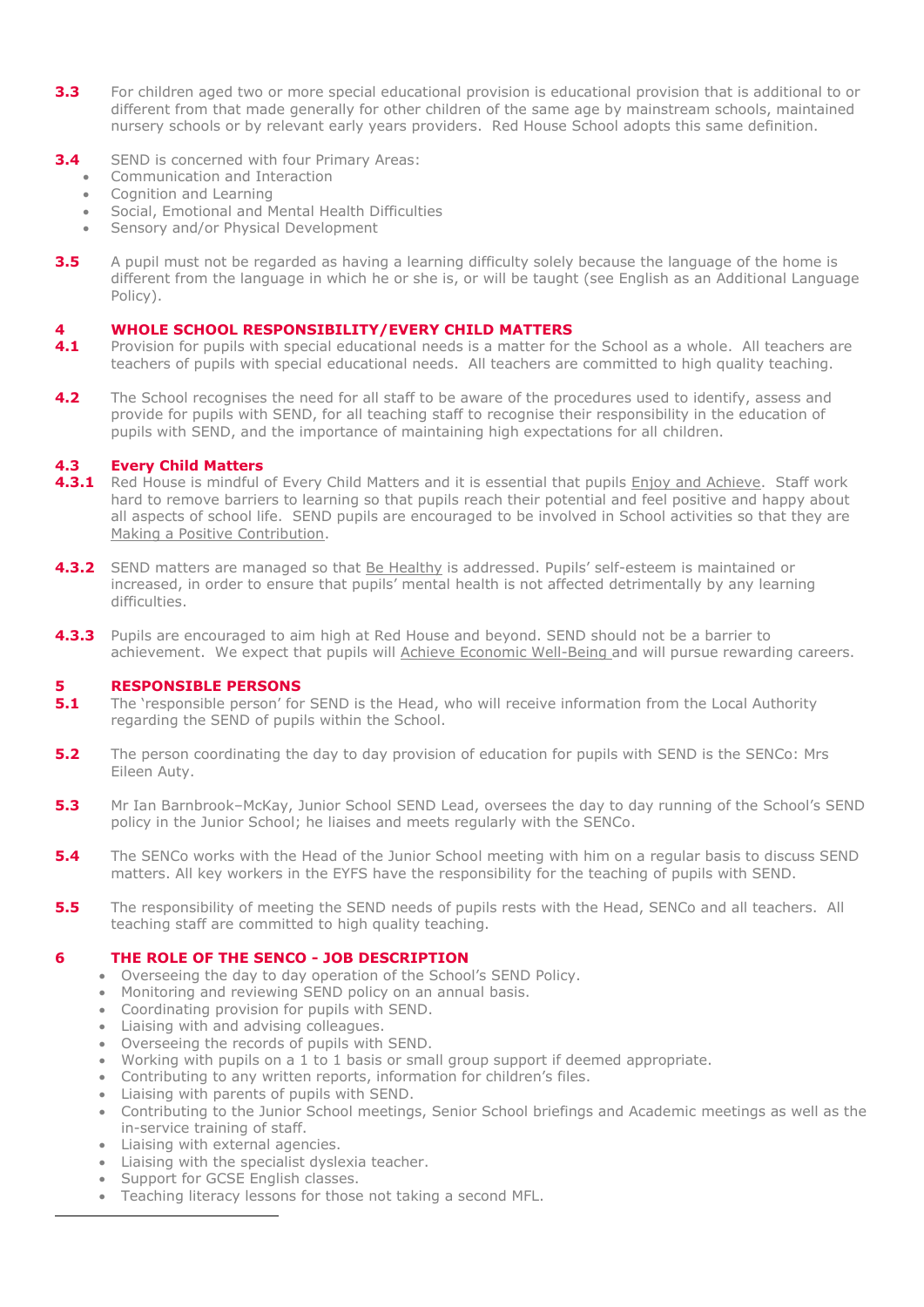**3.3** For children aged two or more special educational provision is educational provision that is additional to or different from that made generally for other children of the same age by mainstream schools, maintained nursery schools or by relevant early years providers. Red House School adopts this same definition.

**3.4** SEND is concerned with four Primary Areas:

- Communication and Interaction
- Cognition and Learning
- Social, Emotional and Mental Health Difficulties
- Sensory and/or Physical Development

**3.5** A pupil must not be regarded as having a learning difficulty solely because the language of the home is different from the language in which he or she is, or will be taught (see English as an Additional Language Policy).

## 4 WHOLE SCHOOL RESPONSIBILITY/EVERY CHILD MATTERS

**4.1** Provision for pupils with special educational needs is a matter for the School as a whole. All teachers are teachers of pupils with special educational needs. All teachers are committed to high quality teaching.

**4.2** The School recognises the need for all staff to be aware of the procedures used to identify, assess and provide for pupils with SEND, for all teaching staff to recognise their responsibility in the education of pupils with SEND, and the importance of maintaining high expectations for all children.

### 4.3 Every Child Matters

**4.3.1** Red House is mindful of Every Child Matters and it is essential that pupils Enjoy and Achieve. Staff work hard to remove barriers to learning so that pupils reach their potential and feel positive and happy about all aspects of school life. SEND pupils are encouraged to be involved in School activities so that they are Making a Positive Contribution.

**4.3.2** SEND matters are managed so that Be Healthy is addressed. Pupils' self-esteem is maintained or increased, in order to ensure that pupils' mental health is not affected detrimentally by any learning difficulties.

**4.3.3** Pupils are encouraged to aim high at Red House and beyond. SEND should not be a barrier to achievement. We expect that pupils will Achieve Economic Well-Being and will pursue rewarding careers.

## 5 RESPONSIBLE PERSONS

**5.1** The 'responsible person' for SEND is the Head, who will receive information from the Local Authority regarding the SEND of pupils within the School.

**5.2** The person coordinating the day to day provision of education for pupils with SEND is the SENCo: Mrs Eileen Auty.

**5.3** Mr Ian Barnbrook–McKay, Junior School SEND Lead, oversees the day to day running of the School's SEND policy in the Junior School; he liaises and meets regularly with the SENCo.

**5.4** The SENCo works with the Head of the Junior School meeting with him on a regular basis to discuss SEND matters. All key workers in the EYFS have the responsibility for the teaching of pupils with SEND.

**5.5** The responsibility of meeting the SEND needs of pupils rests with the Head, SENCo and all teachers. All teaching staff are committed to high quality teaching.

## 6 THE ROLE OF THE SENCO - JOB DESCRIPTION

- Overseeing the day to day operation of the School's SEND Policy.
- Monitoring and reviewing SEND policy on an annual basis.
- Coordinating provision for pupils with SEND.
- Liaising with and advising colleagues.
- Overseeing the records of pupils with SEND.
- Working with pupils on a 1 to 1 basis or small group support if deemed appropriate.
- Contributing to any written reports, information for children's files.
- Liaising with parents of pupils with SEND.
- Contributing to the Junior School meetings, Senior School briefings and Academic meetings as well as the in-service training of staff.
- Liaising with external agencies.
- Liaising with the specialist dyslexia teacher.
- Support for GCSE English classes.
- Teaching literacy lessons for those not taking a second MFL.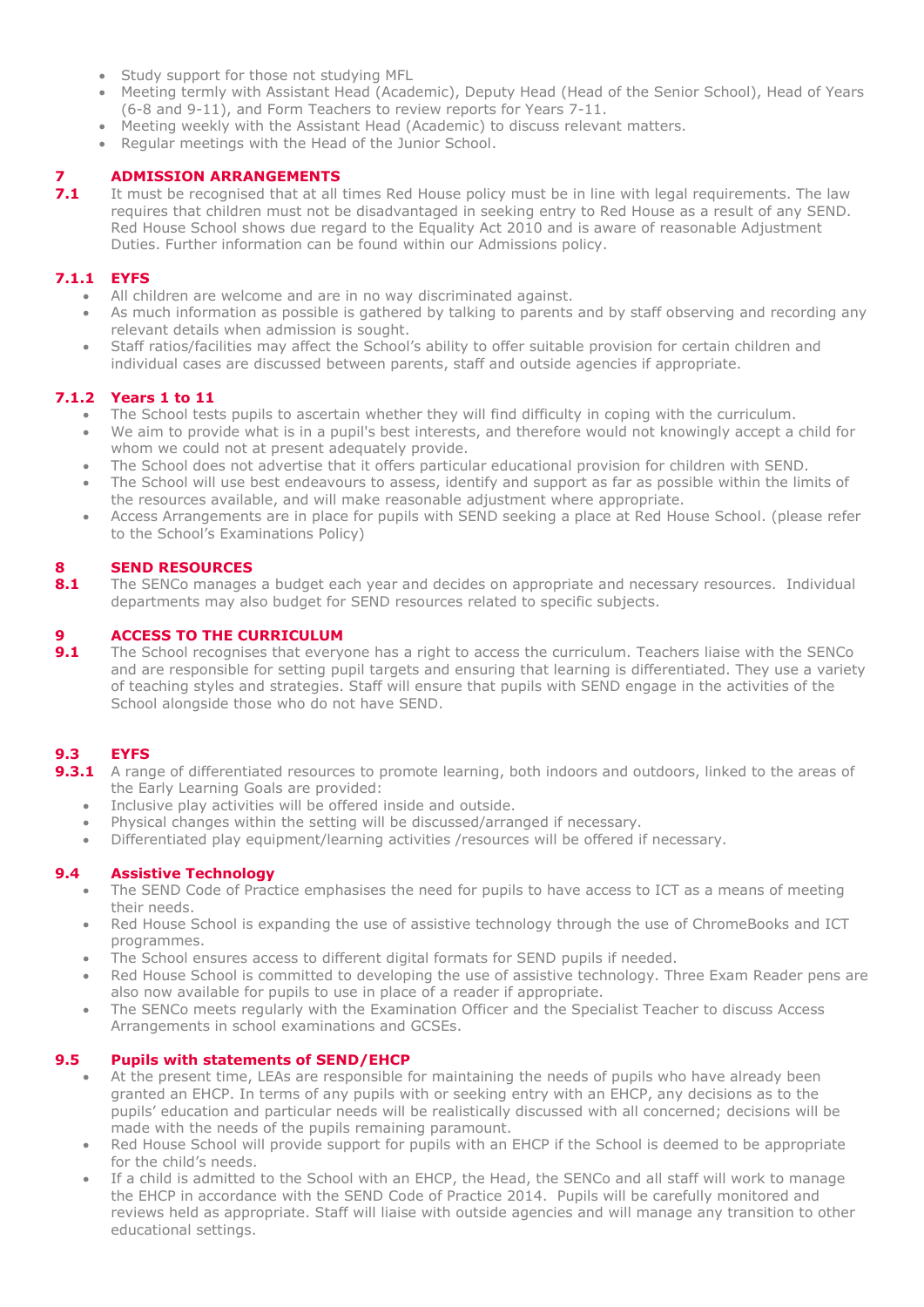- Study support for those not studying MFL
- Meeting termly with Assistant Head (Academic), Deputy Head (Head of the Senior School), Head of Years (6-8 and 9-11), and Form Teachers to review reports for Years 7-11.
- Meeting weekly with the Assistant Head (Academic) to discuss relevant matters.
- Regular meetings with the Head of the Junior School.

## 7 ADMISSION ARRANGEMENTS

**7.1** It must be recognised that at all times Red House policy must be in line with legal requirements. The law requires that children must not be disadvantaged in seeking entry to Red House as a result of any SEND. Red House School shows due regard to the Equality Act 2010 and is aware of reasonable Adjustment Duties. Further information can be found within our Admissions policy.

### 7.1.1 EYFS

- All children are welcome and are in no way discriminated against.
- As much information as possible is gathered by talking to parents and by staff observing and recording any relevant details when admission is sought.
- Staff ratios/facilities may affect the School's ability to offer suitable provision for certain children and individual cases are discussed between parents, staff and outside agencies if appropriate.

### 7.1.2 Years 1 to 11

- The School tests pupils to ascertain whether they will find difficulty in coping with the curriculum.
- We aim to provide what is in a pupil's best interests, and therefore would not knowingly accept a child for whom we could not at present adequately provide.
- The School does not advertise that it offers particular educational provision for children with SEND.
- The School will use best endeavours to assess, identify and support as far as possible within the limits of the resources available, and will make reasonable adjustment where appropriate.
- Access Arrangements are in place for pupils with SEND seeking a place at Red House School. (please refer to the School's Examinations Policy)

## 8 SEND RESOURCES

**8.1** The SENCo manages a budget each year and decides on appropriate and necessary resources. Individual departments may also budget for SEND resources related to specific subjects.

## 9 ACCESS TO THE CURRICULUM

**9.1** The School recognises that everyone has a right to access the curriculum. Teachers liaise with the SENCo and are responsible for setting pupil targets and ensuring that learning is differentiated. They use a variety of teaching styles and strategies. Staff will ensure that pupils with SEND engage in the activities of the School alongside those who do not have SEND.

### 9.3 EYFS

**9.3.1** A range of differentiated resources to promote learning, both indoors and outdoors, linked to the areas of the Early Learning Goals are provided:

- Inclusive play activities will be offered inside and outside.
- Physical changes within the setting will be discussed/arranged if necessary.
- Differentiated play equipment/learning activities /resources will be offered if necessary.

### 9.4 Assistive Technology

- The SEND Code of Practice emphasises the need for pupils to have access to ICT as a means of meeting their needs.
- Red House School is expanding the use of assistive technology through the use of ChromeBooks and ICT programmes.
- The School ensures access to different digital formats for SEND pupils if needed.
- Red House School is committed to developing the use of assistive technology. Three Exam Reader pens are also now available for pupils to use in place of a reader if appropriate.
- The SENCo meets regularly with the Examination Officer and the Specialist Teacher to discuss Access Arrangements in school examinations and GCSEs.

### 9.5 Pupils with statements of SEND/EHCP

- At the present time, LEAs are responsible for maintaining the needs of pupils who have already been granted an EHCP. In terms of any pupils with or seeking entry with an EHCP, any decisions as to the pupils' education and particular needs will be realistically discussed with all concerned; decisions will be made with the needs of the pupils remaining paramount.
- Red House School will provide support for pupils with an EHCP if the School is deemed to be appropriate for the child's needs.
- If a child is admitted to the School with an EHCP, the Head, the SENCo and all staff will work to manage the EHCP in accordance with the SEND Code of Practice 2014. Pupils will be carefully monitored and reviews held as appropriate. Staff will liaise with outside agencies and will manage any transition to other educational settings.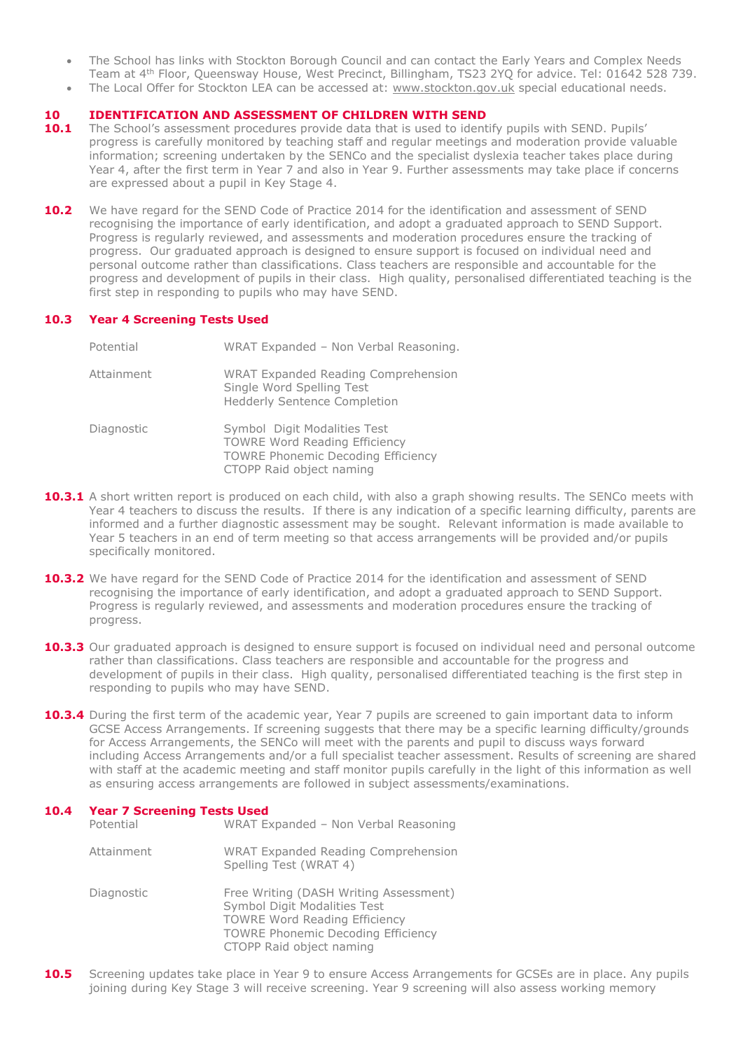- The School has links with Stockton Borough Council and can contact the Early Years and Complex Needs Team at 4th Floor, Queensway House, West Precinct, Billingham, TS23 2YQ for advice. Tel: 01642 528 739.
- The Local Offer for Stockton LEA can be accessed at: www.stockton.gov.uk special educational needs.

## 10 IDENTIFICATION AND ASSESSMENT OF CHILDREN WITH SEND

**10.1** The School's assessment procedures provide data that is used to identify pupils with SEND. Pupils' progress is carefully monitored by teaching staff and regular meetings and moderation provide valuable information; screening undertaken by the SENCo and the specialist dyslexia teacher takes place during Year 4, after the first term in Year 7 and also in Year 9. Further assessments may take place if concerns are expressed about a pupil in Key Stage 4.

**10.2** We have regard for the SEND Code of Practice 2014 for the identification and assessment of SEND recognising the importance of early identification, and adopt a graduated approach to SEND Support. Progress is regularly reviewed, and assessments and moderation procedures ensure the tracking of progress. Our graduated approach is designed to ensure support is focused on individual need and personal outcome rather than classifications. Class teachers are responsible and accountable for the progress and development of pupils in their class. High quality, personalised differentiated teaching is the first step in responding to pupils who may have SEND.

### 10.3 Year 4 Screening Tests Used

| | |
|---|---|
| Potential | WRAT Expanded – Non Verbal Reasoning. |
| Attainment | WRAT Expanded Reading Comprehension<br>Single Word Spelling Test<br>Hedderly Sentence Completion |
| Diagnostic | Symbol Digit Modalities Test<br>TOWRE Word Reading Efficiency<br>TOWRE Phonemic Decoding Efficiency<br>CTOPP Raid object naming |

**10.3.1** A short written report is produced on each child, with also a graph showing results. The SENCo meets with Year 4 teachers to discuss the results. If there is any indication of a specific learning difficulty, parents are informed and a further diagnostic assessment may be sought. Relevant information is made available to Year 5 teachers in an end of term meeting so that access arrangements will be provided and/or pupils specifically monitored.

**10.3.2** We have regard for the SEND Code of Practice 2014 for the identification and assessment of SEND recognising the importance of early identification, and adopt a graduated approach to SEND Support. Progress is regularly reviewed, and assessments and moderation procedures ensure the tracking of progress.

**10.3.3** Our graduated approach is designed to ensure support is focused on individual need and personal outcome rather than classifications. Class teachers are responsible and accountable for the progress and development of pupils in their class. High quality, personalised differentiated teaching is the first step in responding to pupils who may have SEND.

**10.3.4** During the first term of the academic year, Year 7 pupils are screened to gain important data to inform GCSE Access Arrangements. If screening suggests that there may be a specific learning difficulty/grounds for Access Arrangements, the SENCo will meet with the parents and pupil to discuss ways forward including Access Arrangements and/or a full specialist teacher assessment. Results of screening are shared with staff at the academic meeting and staff monitor pupils carefully in the light of this information as well as ensuring access arrangements are followed in subject assessments/examinations.

### 10.4 Year 7 Screening Tests Used

| | |
|---|---|
| Potential | WRAT Expanded – Non Verbal Reasoning |
| Attainment | WRAT Expanded Reading Comprehension<br>Spelling Test (WRAT 4) |
| Diagnostic | Free Writing (DASH Writing Assessment)<br>Symbol Digit Modalities Test<br>TOWRE Word Reading Efficiency<br>TOWRE Phonemic Decoding Efficiency<br>CTOPP Raid object naming |

**10.5** Screening updates take place in Year 9 to ensure Access Arrangements for GCSEs are in place. Any pupils joining during Key Stage 3 will receive screening. Year 9 screening will also assess working memory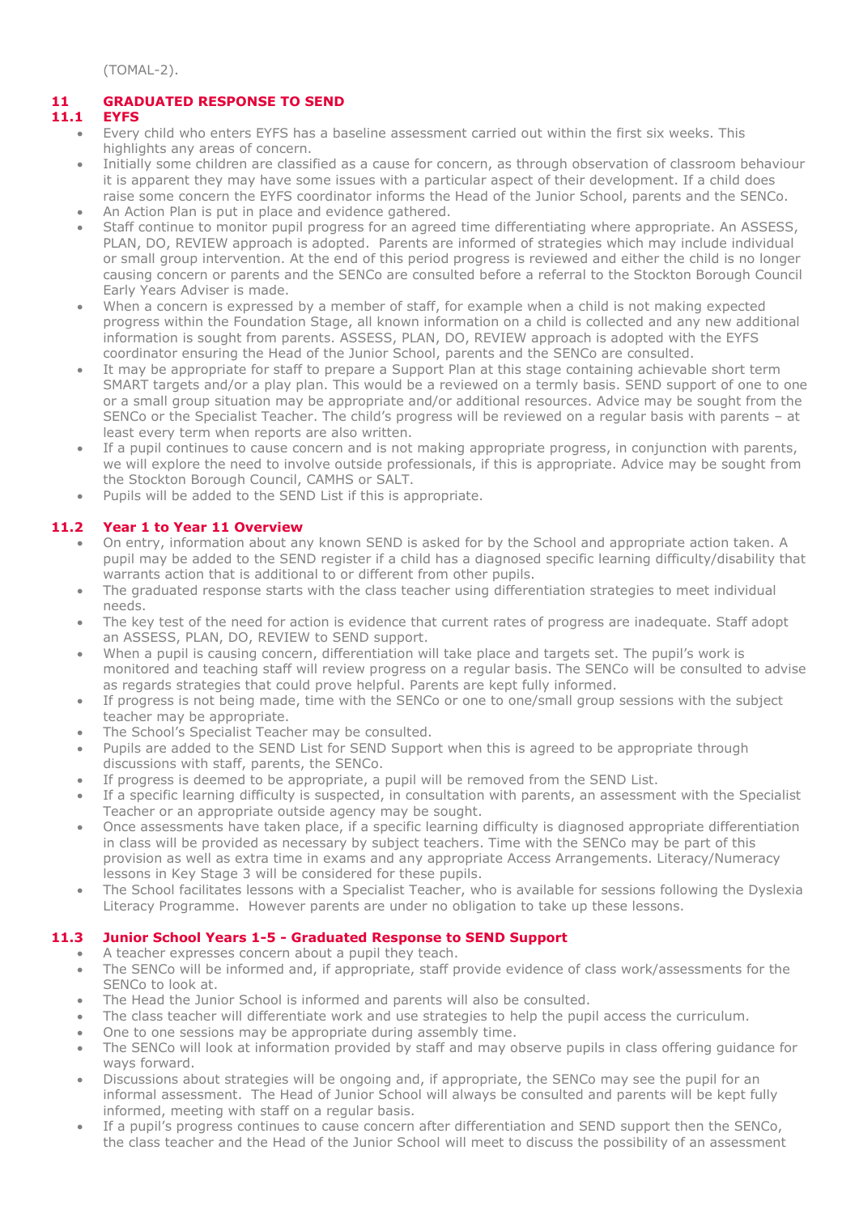(TOMAL-2).

## 11 GRADUATED RESPONSE TO SEND

### 11.1 EYFS

- Every child who enters EYFS has a baseline assessment carried out within the first six weeks. This highlights any areas of concern.
- Initially some children are classified as a cause for concern, as through observation of classroom behaviour it is apparent they may have some issues with a particular aspect of their development. If a child does raise some concern the EYFS coordinator informs the Head of the Junior School, parents and the SENCo.
- An Action Plan is put in place and evidence gathered.
- Staff continue to monitor pupil progress for an agreed time differentiating where appropriate. An ASSESS, PLAN, DO, REVIEW approach is adopted. Parents are informed of strategies which may include individual or small group intervention. At the end of this period progress is reviewed and either the child is no longer causing concern or parents and the SENCo are consulted before a referral to the Stockton Borough Council Early Years Adviser is made.
- When a concern is expressed by a member of staff, for example when a child is not making expected progress within the Foundation Stage, all known information on a child is collected and any new additional information is sought from parents. ASSESS, PLAN, DO, REVIEW approach is adopted with the EYFS coordinator ensuring the Head of the Junior School, parents and the SENCo are consulted.
- It may be appropriate for staff to prepare a Support Plan at this stage containing achievable short term SMART targets and/or a play plan. This would be a reviewed on a termly basis. SEND support of one to one or a small group situation may be appropriate and/or additional resources. Advice may be sought from the SENCo or the Specialist Teacher. The child's progress will be reviewed on a regular basis with parents – at least every term when reports are also written.
- If a pupil continues to cause concern and is not making appropriate progress, in conjunction with parents, we will explore the need to involve outside professionals, if this is appropriate. Advice may be sought from the Stockton Borough Council, CAMHS or SALT.
- Pupils will be added to the SEND List if this is appropriate.

### 11.2 Year 1 to Year 11 Overview

- On entry, information about any known SEND is asked for by the School and appropriate action taken. A pupil may be added to the SEND register if a child has a diagnosed specific learning difficulty/disability that warrants action that is additional to or different from other pupils.
- The graduated response starts with the class teacher using differentiation strategies to meet individual needs.
- The key test of the need for action is evidence that current rates of progress are inadequate. Staff adopt an ASSESS, PLAN, DO, REVIEW to SEND support.
- When a pupil is causing concern, differentiation will take place and targets set. The pupil's work is monitored and teaching staff will review progress on a regular basis. The SENCo will be consulted to advise as regards strategies that could prove helpful. Parents are kept fully informed.
- If progress is not being made, time with the SENCo or one to one/small group sessions with the subject teacher may be appropriate.
- The School's Specialist Teacher may be consulted.
- Pupils are added to the SEND List for SEND Support when this is agreed to be appropriate through discussions with staff, parents, the SENCo.
- If progress is deemed to be appropriate, a pupil will be removed from the SEND List.
- If a specific learning difficulty is suspected, in consultation with parents, an assessment with the Specialist Teacher or an appropriate outside agency may be sought.
- Once assessments have taken place, if a specific learning difficulty is diagnosed appropriate differentiation in class will be provided as necessary by subject teachers. Time with the SENCo may be part of this provision as well as extra time in exams and any appropriate Access Arrangements. Literacy/Numeracy lessons in Key Stage 3 will be considered for these pupils.
- The School facilitates lessons with a Specialist Teacher, who is available for sessions following the Dyslexia Literacy Programme. However parents are under no obligation to take up these lessons.

### 11.3 Junior School Years 1-5 - Graduated Response to SEND Support

- A teacher expresses concern about a pupil they teach.
- The SENCo will be informed and, if appropriate, staff provide evidence of class work/assessments for the SENCo to look at.
- The Head the Junior School is informed and parents will also be consulted.
- The class teacher will differentiate work and use strategies to help the pupil access the curriculum.
- One to one sessions may be appropriate during assembly time.
- The SENCo will look at information provided by staff and may observe pupils in class offering guidance for ways forward.
- Discussions about strategies will be ongoing and, if appropriate, the SENCo may see the pupil for an informal assessment. The Head of Junior School will always be consulted and parents will be kept fully informed, meeting with staff on a regular basis.
- If a pupil's progress continues to cause concern after differentiation and SEND support then the SENCo, the class teacher and the Head of the Junior School will meet to discuss the possibility of an assessment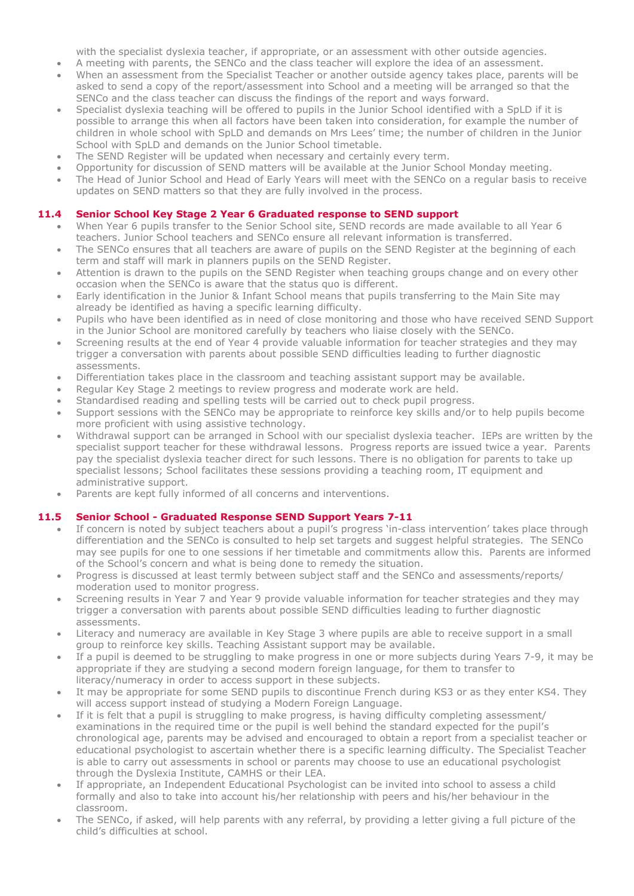with the specialist dyslexia teacher, if appropriate, or an assessment with other outside agencies.

- A meeting with parents, the SENCo and the class teacher will explore the idea of an assessment.
- When an assessment from the Specialist Teacher or another outside agency takes place, parents will be asked to send a copy of the report/assessment into School and a meeting will be arranged so that the SENCo and the class teacher can discuss the findings of the report and ways forward.
- Specialist dyslexia teaching will be offered to pupils in the Junior School identified with a SpLD if it is possible to arrange this when all factors have been taken into consideration, for example the number of children in whole school with SpLD and demands on Mrs Lees' time; the number of children in the Junior School with SpLD and demands on the Junior School timetable.
- The SEND Register will be updated when necessary and certainly every term.
- Opportunity for discussion of SEND matters will be available at the Junior School Monday meeting.
- The Head of Junior School and Head of Early Years will meet with the SENCo on a regular basis to receive updates on SEND matters so that they are fully involved in the process.

### 11.4 Senior School Key Stage 2 Year 6 Graduated response to SEND support

- When Year 6 pupils transfer to the Senior School site, SEND records are made available to all Year 6 teachers. Junior School teachers and SENCo ensure all relevant information is transferred.
- The SENCo ensures that all teachers are aware of pupils on the SEND Register at the beginning of each term and staff will mark in planners pupils on the SEND Register.
- Attention is drawn to the pupils on the SEND Register when teaching groups change and on every other occasion when the SENCo is aware that the status quo is different.
- Early identification in the Junior & Infant School means that pupils transferring to the Main Site may already be identified as having a specific learning difficulty.
- Pupils who have been identified as in need of close monitoring and those who have received SEND Support in the Junior School are monitored carefully by teachers who liaise closely with the SENCo.
- Screening results at the end of Year 4 provide valuable information for teacher strategies and they may trigger a conversation with parents about possible SEND difficulties leading to further diagnostic assessments.
- Differentiation takes place in the classroom and teaching assistant support may be available.
- Regular Key Stage 2 meetings to review progress and moderate work are held.
- Standardised reading and spelling tests will be carried out to check pupil progress.
- Support sessions with the SENCo may be appropriate to reinforce key skills and/or to help pupils become more proficient with using assistive technology.
- Withdrawal support can be arranged in School with our specialist dyslexia teacher. IEPs are written by the specialist support teacher for these withdrawal lessons. Progress reports are issued twice a year. Parents pay the specialist dyslexia teacher direct for such lessons. There is no obligation for parents to take up specialist lessons; School facilitates these sessions providing a teaching room, IT equipment and administrative support.
- Parents are kept fully informed of all concerns and interventions.

### 11.5 Senior School - Graduated Response SEND Support Years 7-11

- If concern is noted by subject teachers about a pupil's progress 'in-class intervention' takes place through differentiation and the SENCo is consulted to help set targets and suggest helpful strategies. The SENCo may see pupils for one to one sessions if her timetable and commitments allow this. Parents are informed of the School's concern and what is being done to remedy the situation.
- Progress is discussed at least termly between subject staff and the SENCo and assessments/reports/ moderation used to monitor progress.
- Screening results in Year 7 and Year 9 provide valuable information for teacher strategies and they may trigger a conversation with parents about possible SEND difficulties leading to further diagnostic assessments.
- Literacy and numeracy are available in Key Stage 3 where pupils are able to receive support in a small group to reinforce key skills. Teaching Assistant support may be available.
- If a pupil is deemed to be struggling to make progress in one or more subjects during Years 7-9, it may be appropriate if they are studying a second modern foreign language, for them to transfer to literacy/numeracy in order to access support in these subjects.
- It may be appropriate for some SEND pupils to discontinue French during KS3 or as they enter KS4. They will access support instead of studying a Modern Foreign Language.
- If it is felt that a pupil is struggling to make progress, is having difficulty completing assessment/ examinations in the required time or the pupil is well behind the standard expected for the pupil's chronological age, parents may be advised and encouraged to obtain a report from a specialist teacher or educational psychologist to ascertain whether there is a specific learning difficulty. The Specialist Teacher is able to carry out assessments in school or parents may choose to use an educational psychologist through the Dyslexia Institute, CAMHS or their LEA.
- If appropriate, an Independent Educational Psychologist can be invited into school to assess a child formally and also to take into account his/her relationship with peers and his/her behaviour in the classroom.
- The SENCo, if asked, will help parents with any referral, by providing a letter giving a full picture of the child's difficulties at school.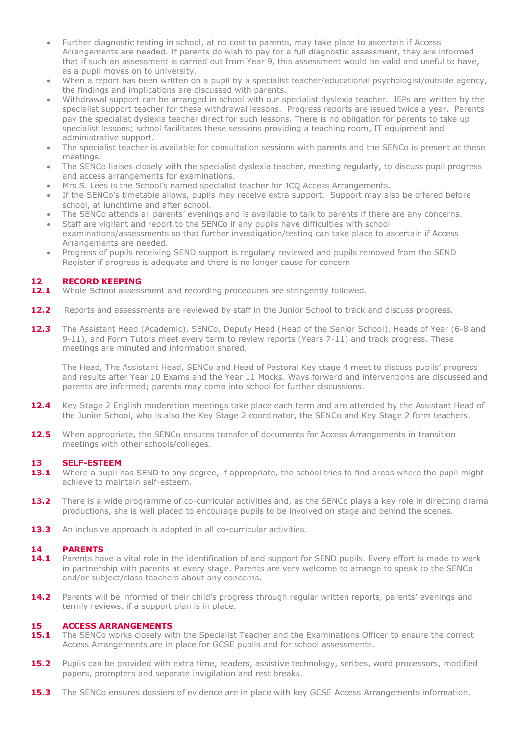- Further diagnostic testing in school, at no cost to parents, may take place to ascertain if Access Arrangements are needed. If parents do wish to pay for a full diagnostic assessment, they are informed that if such an assessment is carried out from Year 9, this assessment would be valid and useful to have, as a pupil moves on to university.
- When a report has been written on a pupil by a specialist teacher/educational psychologist/outside agency, the findings and implications are discussed with parents.
- Withdrawal support can be arranged in school with our specialist dyslexia teacher. IEPs are written by the specialist support teacher for these withdrawal lessons. Progress reports are issued twice a year. Parents pay the specialist dyslexia teacher direct for such lessons. There is no obligation for parents to take up specialist lessons; school facilitates these sessions providing a teaching room, IT equipment and administrative support.
- The specialist teacher is available for consultation sessions with parents and the SENCo is present at these meetings.
- The SENCo liaises closely with the specialist dyslexia teacher, meeting regularly, to discuss pupil progress and access arrangements for examinations.
- Mrs S. Lees is the School's named specialist teacher for JCQ Access Arrangements.
- If the SENCo's timetable allows, pupils may receive extra support. Support may also be offered before school, at lunchtime and after school.
- The SENCo attends all parents' evenings and is available to talk to parents if there are any concerns.
- Staff are vigilant and report to the SENCo if any pupils have difficulties with school examinations/assessments so that further investigation/testing can take place to ascertain if Access Arrangements are needed.
- Progress of pupils receiving SEND support is regularly reviewed and pupils removed from the SEND Register if progress is adequate and there is no longer cause for concern

## 12 RECORD KEEPING

**12.1** Whole School assessment and recording procedures are stringently followed.

**12.2** Reports and assessments are reviewed by staff in the Junior School to track and discuss progress.

**12.3** The Assistant Head (Academic), SENCo, Deputy Head (Head of the Senior School), Heads of Year (6-8 and 9-11), and Form Tutors meet every term to review reports (Years 7-11) and track progress. These meetings are minuted and information shared.

The Head, The Assistant Head, SENCo and Head of Pastoral Key stage 4 meet to discuss pupils' progress and results after Year 10 Exams and the Year 11 Mocks. Ways forward and interventions are discussed and parents are informed; parents may come into school for further discussions.

**12.4** Key Stage 2 English moderation meetings take place each term and are attended by the Assistant Head of the Junior School, who is also the Key Stage 2 coordinator, the SENCo and Key Stage 2 form teachers.

**12.5** When appropriate, the SENCo ensures transfer of documents for Access Arrangements in transition meetings with other schools/colleges.

## 13 SELF-ESTEEM

**13.1** Where a pupil has SEND to any degree, if appropriate, the school tries to find areas where the pupil might achieve to maintain self-esteem.

**13.2** There is a wide programme of co-curricular activities and, as the SENCo plays a key role in directing drama productions, she is well placed to encourage pupils to be involved on stage and behind the scenes.

**13.3** An inclusive approach is adopted in all co-curricular activities.

## 14 PARENTS

**14.1** Parents have a vital role in the identification of and support for SEND pupils. Every effort is made to work in partnership with parents at every stage. Parents are very welcome to arrange to speak to the SENCo and/or subject/class teachers about any concerns.

**14.2** Parents will be informed of their child's progress through regular written reports, parents' evenings and termly reviews, if a support plan is in place.

## 15 ACCESS ARRANGEMENTS

**15.1** The SENCo works closely with the Specialist Teacher and the Examinations Officer to ensure the correct Access Arrangements are in place for GCSE pupils and for school assessments.

**15.2** Pupils can be provided with extra time, readers, assistive technology, scribes, word processors, modified papers, prompters and separate invigilation and rest breaks.

**15.3** The SENCo ensures dossiers of evidence are in place with key GCSE Access Arrangements information.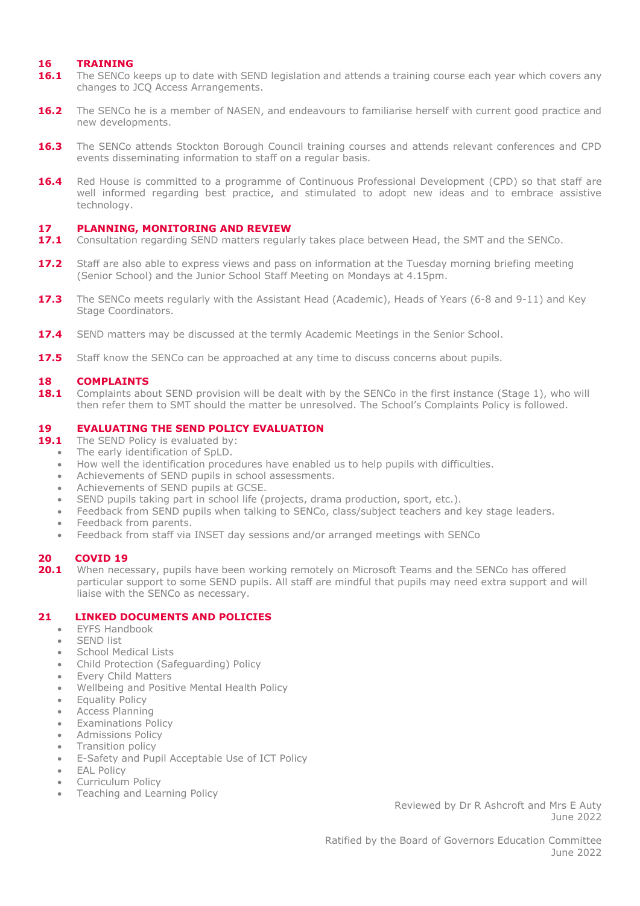## 16 TRAINING

**16.1** The SENCo keeps up to date with SEND legislation and attends a training course each year which covers any changes to JCQ Access Arrangements.

**16.2** The SENCo he is a member of NASEN, and endeavours to familiarise herself with current good practice and new developments.

**16.3** The SENCo attends Stockton Borough Council training courses and attends relevant conferences and CPD events disseminating information to staff on a regular basis.

**16.4** Red House is committed to a programme of Continuous Professional Development (CPD) so that staff are well informed regarding best practice, and stimulated to adopt new ideas and to embrace assistive technology.

## 17 PLANNING, MONITORING AND REVIEW

**17.1** Consultation regarding SEND matters regularly takes place between Head, the SMT and the SENCo.

**17.2** Staff are also able to express views and pass on information at the Tuesday morning briefing meeting (Senior School) and the Junior School Staff Meeting on Mondays at 4.15pm.

**17.3** The SENCo meets regularly with the Assistant Head (Academic), Heads of Years (6-8 and 9-11) and Key Stage Coordinators.

**17.4** SEND matters may be discussed at the termly Academic Meetings in the Senior School.

**17.5** Staff know the SENCo can be approached at any time to discuss concerns about pupils.

## 18 COMPLAINTS

**18.1** Complaints about SEND provision will be dealt with by the SENCo in the first instance (Stage 1), who will then refer them to SMT should the matter be unresolved. The School's Complaints Policy is followed.

## 19 EVALUATING THE SEND POLICY EVALUATION

**19.1** The SEND Policy is evaluated by:

- The early identification of SpLD.
- How well the identification procedures have enabled us to help pupils with difficulties.
- Achievements of SEND pupils in school assessments.
- Achievements of SEND pupils at GCSE.
- SEND pupils taking part in school life (projects, drama production, sport, etc.).
- Feedback from SEND pupils when talking to SENCo, class/subject teachers and key stage leaders.
- Feedback from parents.
- Feedback from staff via INSET day sessions and/or arranged meetings with SENCo

## 20 COVID 19

**20.1** When necessary, pupils have been working remotely on Microsoft Teams and the SENCo has offered particular support to some SEND pupils. All staff are mindful that pupils may need extra support and will liaise with the SENCo as necessary.

## 21 LINKED DOCUMENTS AND POLICIES

- EYFS Handbook
- SEND list
- School Medical Lists
- Child Protection (Safeguarding) Policy
- Every Child Matters
- Wellbeing and Positive Mental Health Policy
- Equality Policy
- Access Planning
- Examinations Policy
- Admissions Policy
- Transition policy
- E-Safety and Pupil Acceptable Use of ICT Policy
- EAL Policy
- Curriculum Policy
- Teaching and Learning Policy

Reviewed by Dr R Ashcroft and Mrs E Auty
June 2022

Ratified by the Board of Governors Education Committee
June 2022